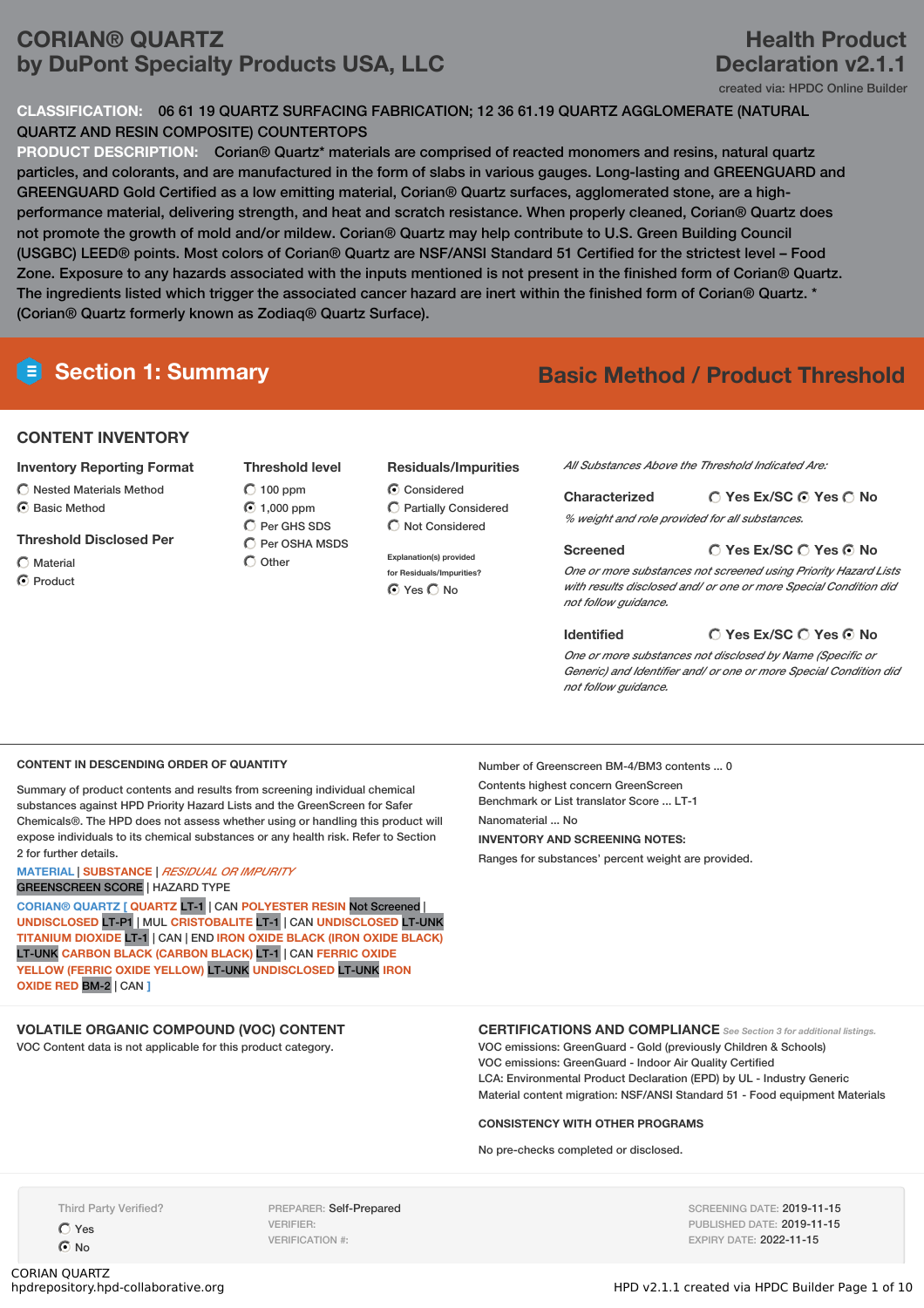# CORIAN® QUARTZ
## by DuPont Specialty Products USA, LLC

# Health Product Declaration v2.1.1

created via: HPDC Online Builder

**CLASSIFICATION:** 06 61 19 QUARTZ SURFACING FABRICATION; 12 36 61.19 QUARTZ AGGLOMERATE (NATURAL QUARTZ AND RESIN COMPOSITE) COUNTERTOPS

**PRODUCT DESCRIPTION:** Corian® Quartz* materials are comprised of reacted monomers and resins, natural quartz particles, and colorants, and are manufactured in the form of slabs in various gauges. Long-lasting and GREENGUARD and GREENGUARD Gold Certified as a low emitting material, Corian® Quartz surfaces, agglomerated stone, are a high-performance material, delivering strength, and heat and scratch resistance. When properly cleaned, Corian® Quartz does not promote the growth of mold and/or mildew. Corian® Quartz may help contribute to U.S. Green Building Council (USGBC) LEED® points. Most colors of Corian® Quartz are NSF/ANSI Standard 51 Certified for the strictest level – Food Zone. Exposure to any hazards associated with the inputs mentioned is not present in the finished form of Corian® Quartz. The ingredients listed which trigger the associated cancer hazard are inert within the finished form of Corian® Quartz. * (Corian® Quartz formerly known as Zodiaq® Quartz Surface).

## Section 1: Summary

**Basic Method / Product Threshold**

### CONTENT INVENTORY

**Inventory Reporting Format**
- ○ Nested Materials Method
- ◉ Basic Method

**Threshold Disclosed Per**
- ○ Material
- ◉ Product

**Threshold level**
- ○ 100 ppm
- ◉ 1,000 ppm
- ○ Per GHS SDS
- ○ Per OSHA MSDS
- ○ Other

**Residuals/Impurities**
- ◉ Considered
- ○ Partially Considered
- ○ Not Considered

Explanation(s) provided for Residuals/Impurities?
◉ Yes ○ No

*All Substances Above the Threshold Indicated Are:*

**Characterized** ○ Yes Ex/SC ◉ Yes ○ No
*% weight and role provided for all substances.*

**Screened** ○ Yes Ex/SC ○ Yes ◉ No
*One or more substances not screened using Priority Hazard Lists with results disclosed and/ or one or more Special Condition did not follow guidance.*

**Identified** ○ Yes Ex/SC ○ Yes ◉ No
*One or more substances not disclosed by Name (Specific or Generic) and Identifier and/ or one or more Special Condition did not follow guidance.*

### CONTENT IN DESCENDING ORDER OF QUANTITY

Summary of product contents and results from screening individual chemical substances against HPD Priority Hazard Lists and the GreenScreen for Safer Chemicals®. The HPD does not assess whether using or handling this product will expose individuals to its chemical substances or any health risk. Refer to Section 2 for further details.

MATERIAL | SUBSTANCE | *RESIDUAL OR IMPURITY*
GREENSCREEN SCORE | HAZARD TYPE

CORIAN® QUARTZ [ QUARTZ LT-1 | CAN POLYESTER RESIN Not Screened | UNDISCLOSED LT-P1 | MUL CRISTOBALITE LT-1 | CAN UNDISCLOSED LT-UNK TITANIUM DIOXIDE LT-1 | CAN | END IRON OXIDE BLACK (IRON OXIDE BLACK) LT-UNK CARBON BLACK (CARBON BLACK) LT-1 | CAN FERRIC OXIDE YELLOW (FERRIC OXIDE YELLOW) LT-UNK UNDISCLOSED LT-UNK IRON OXIDE RED BM-2 | CAN ]

Number of Greenscreen BM-4/BM3 contents ... 0

Contents highest concern GreenScreen Benchmark or List translator Score ... LT-1

Nanomaterial ... No

**INVENTORY AND SCREENING NOTES:**

Ranges for substances' percent weight are provided.

### VOLATILE ORGANIC COMPOUND (VOC) CONTENT

VOC Content data is not applicable for this product category.

### CERTIFICATIONS AND COMPLIANCE

*See Section 3 for additional listings.*

VOC emissions: GreenGuard - Gold (previously Children & Schools)
VOC emissions: GreenGuard - Indoor Air Quality Certified
LCA: Environmental Product Declaration (EPD) by UL - Industry Generic
Material content migration: NSF/ANSI Standard 51 - Food equipment Materials

### CONSISTENCY WITH OTHER PROGRAMS

No pre-checks completed or disclosed.

Third Party Verified?
- ○ Yes
- ◉ No

PREPARER: Self-Prepared
VERIFIER:
VERIFICATION #:

SCREENING DATE: 2019-11-15
PUBLISHED DATE: 2019-11-15
EXPIRY DATE: 2022-11-15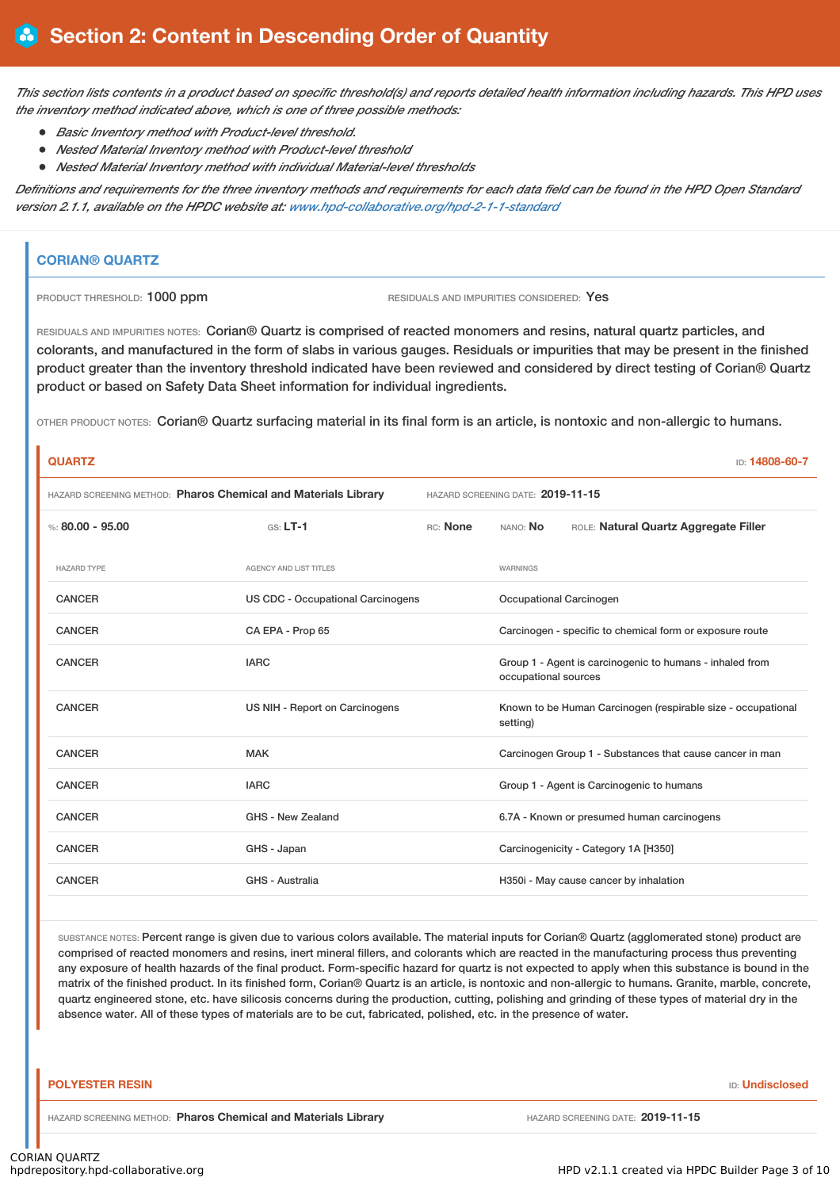# Section 2: Content in Descending Order of Quantity

*This section lists contents in a product based on specific threshold(s) and reports detailed health information including hazards. This HPD uses the inventory method indicated above, which is one of three possible methods:*

- *Basic Inventory method with Product-level threshold.*
- *Nested Material Inventory method with Product-level threshold*
- *Nested Material Inventory method with individual Material-level thresholds*

*Definitions and requirements for the three inventory methods and requirements for each data field can be found in the HPD Open Standard version 2.1.1, available on the HPDC website at: www.hpd-collaborative.org/hpd-2-1-1-standard*

## CORIAN® QUARTZ

PRODUCT THRESHOLD: 1000 ppm

RESIDUALS AND IMPURITIES CONSIDERED: Yes

RESIDUALS AND IMPURITIES NOTES: Corian® Quartz is comprised of reacted monomers and resins, natural quartz particles, and colorants, and manufactured in the form of slabs in various gauges. Residuals or impurities that may be present in the finished product greater than the inventory threshold indicated have been reviewed and considered by direct testing of Corian® Quartz product or based on Safety Data Sheet information for individual ingredients.

OTHER PRODUCT NOTES: Corian® Quartz surfacing material in its final form is an article, is nontoxic and non-allergic to humans.

### QUARTZ

ID: 14808-60-7

HAZARD SCREENING METHOD: Pharos Chemical and Materials Library

HAZARD SCREENING DATE: 2019-11-15

%: 80.00 - 95.00 | GS: LT-1 | RC: None | NANO: No | ROLE: Natural Quartz Aggregate Filler

| HAZARD TYPE | AGENCY AND LIST TITLES | WARNINGS |
|---|---|---|
| CANCER | US CDC - Occupational Carcinogens | Occupational Carcinogen |
| CANCER | CA EPA - Prop 65 | Carcinogen - specific to chemical form or exposure route |
| CANCER | IARC | Group 1 - Agent is carcinogenic to humans - inhaled from occupational sources |
| CANCER | US NIH - Report on Carcinogens | Known to be Human Carcinogen (respirable size - occupational setting) |
| CANCER | MAK | Carcinogen Group 1 - Substances that cause cancer in man |
| CANCER | IARC | Group 1 - Agent is Carcinogenic to humans |
| CANCER | GHS - New Zealand | 6.7A - Known or presumed human carcinogens |
| CANCER | GHS - Japan | Carcinogenicity - Category 1A [H350] |
| CANCER | GHS - Australia | H350i - May cause cancer by inhalation |

SUBSTANCE NOTES: Percent range is given due to various colors available. The material inputs for Corian® Quartz (agglomerated stone) product are comprised of reacted monomers and resins, inert mineral fillers, and colorants which are reacted in the manufacturing process thus preventing any exposure of health hazards of the final product. Form-specific hazard for quartz is not expected to apply when this substance is bound in the matrix of the finished product. In its finished form, Corian® Quartz is an article, is nontoxic and non-allergic to humans. Granite, marble, concrete, quartz engineered stone, etc. have silicosis concerns during the production, cutting, polishing and grinding of these types of material dry in the absence water. All of these types of materials are to be cut, fabricated, polished, etc. in the presence of water.

### POLYESTER RESIN

ID: Undisclosed

HAZARD SCREENING METHOD: Pharos Chemical and Materials Library

HAZARD SCREENING DATE: 2019-11-15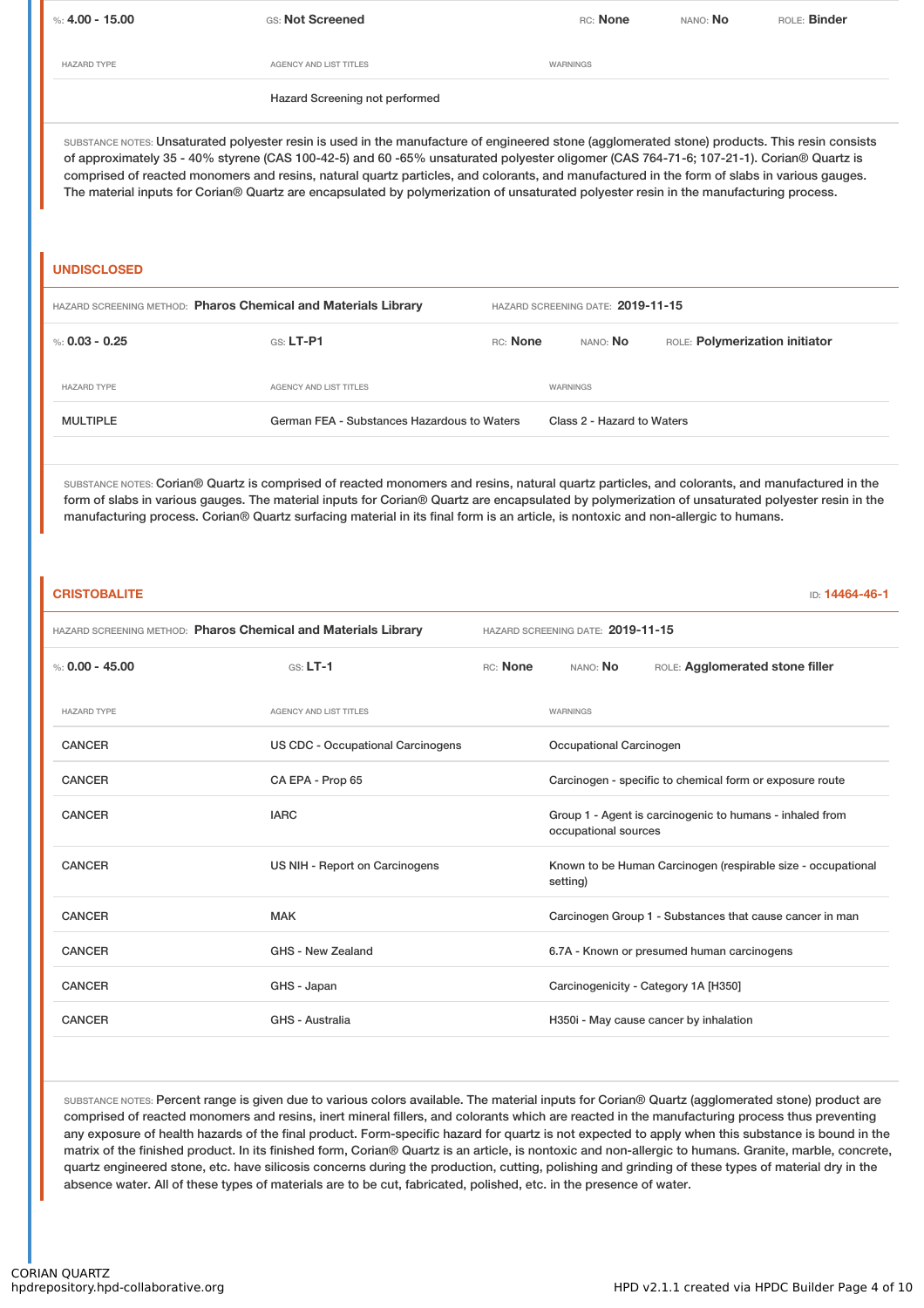| %: **4.00 - 15.00** | GS: **Not Screened** | RC: **None** | NANO: **No** | ROLE: **Binder** |
|---|---|---|---|---|

| HAZARD TYPE | AGENCY AND LIST TITLES | WARNINGS |
|---|---|---|
| | Hazard Screening not performed | |

SUBSTANCE NOTES: Unsaturated polyester resin is used in the manufacture of engineered stone (agglomerated stone) products. This resin consists of approximately 35 - 40% styrene (CAS 100-42-5) and 60 -65% unsaturated polyester oligomer (CAS 764-71-6; 107-21-1). Corian® Quartz is comprised of reacted monomers and resins, natural quartz particles, and colorants, and manufactured in the form of slabs in various gauges. The material inputs for Corian® Quartz are encapsulated by polymerization of unsaturated polyester resin in the manufacturing process.

## UNDISCLOSED

HAZARD SCREENING METHOD: **Pharos Chemical and Materials Library** HAZARD SCREENING DATE: **2019-11-15**

| %: **0.03 - 0.25** | GS: **LT-P1** | RC: **None** | NANO: **No** | ROLE: **Polymerization initiator** |
|---|---|---|---|---|

| HAZARD TYPE | AGENCY AND LIST TITLES | WARNINGS |
|---|---|---|
| MULTIPLE | German FEA - Substances Hazardous to Waters | Class 2 - Hazard to Waters |

SUBSTANCE NOTES: Corian® Quartz is comprised of reacted monomers and resins, natural quartz particles, and colorants, and manufactured in the form of slabs in various gauges. The material inputs for Corian® Quartz are encapsulated by polymerization of unsaturated polyester resin in the manufacturing process. Corian® Quartz surfacing material in its final form is an article, is nontoxic and non-allergic to humans.

## CRISTOBALITE

ID: **14464-46-1**

HAZARD SCREENING METHOD: **Pharos Chemical and Materials Library** HAZARD SCREENING DATE: **2019-11-15**

| %: **0.00 - 45.00** | GS: **LT-1** | RC: **None** | NANO: **No** | ROLE: **Agglomerated stone filler** |
|---|---|---|---|---|

| HAZARD TYPE | AGENCY AND LIST TITLES | WARNINGS |
|---|---|---|
| CANCER | US CDC - Occupational Carcinogens | Occupational Carcinogen |
| CANCER | CA EPA - Prop 65 | Carcinogen - specific to chemical form or exposure route |
| CANCER | IARC | Group 1 - Agent is carcinogenic to humans - inhaled from occupational sources |
| CANCER | US NIH - Report on Carcinogens | Known to be Human Carcinogen (respirable size - occupational setting) |
| CANCER | MAK | Carcinogen Group 1 - Substances that cause cancer in man |
| CANCER | GHS - New Zealand | 6.7A - Known or presumed human carcinogens |
| CANCER | GHS - Japan | Carcinogenicity - Category 1A [H350] |
| CANCER | GHS - Australia | H350i - May cause cancer by inhalation |

SUBSTANCE NOTES: Percent range is given due to various colors available. The material inputs for Corian® Quartz (agglomerated stone) product are comprised of reacted monomers and resins, inert mineral fillers, and colorants which are reacted in the manufacturing process thus preventing any exposure of health hazards of the final product. Form-specific hazard for quartz is not expected to apply when this substance is bound in the matrix of the finished product. In its finished form, Corian® Quartz is an article, is nontoxic and non-allergic to humans. Granite, marble, concrete, quartz engineered stone, etc. have silicosis concerns during the production, cutting, polishing and grinding of these types of material dry in the absence water. All of these types of materials are to be cut, fabricated, polished, etc. in the presence of water.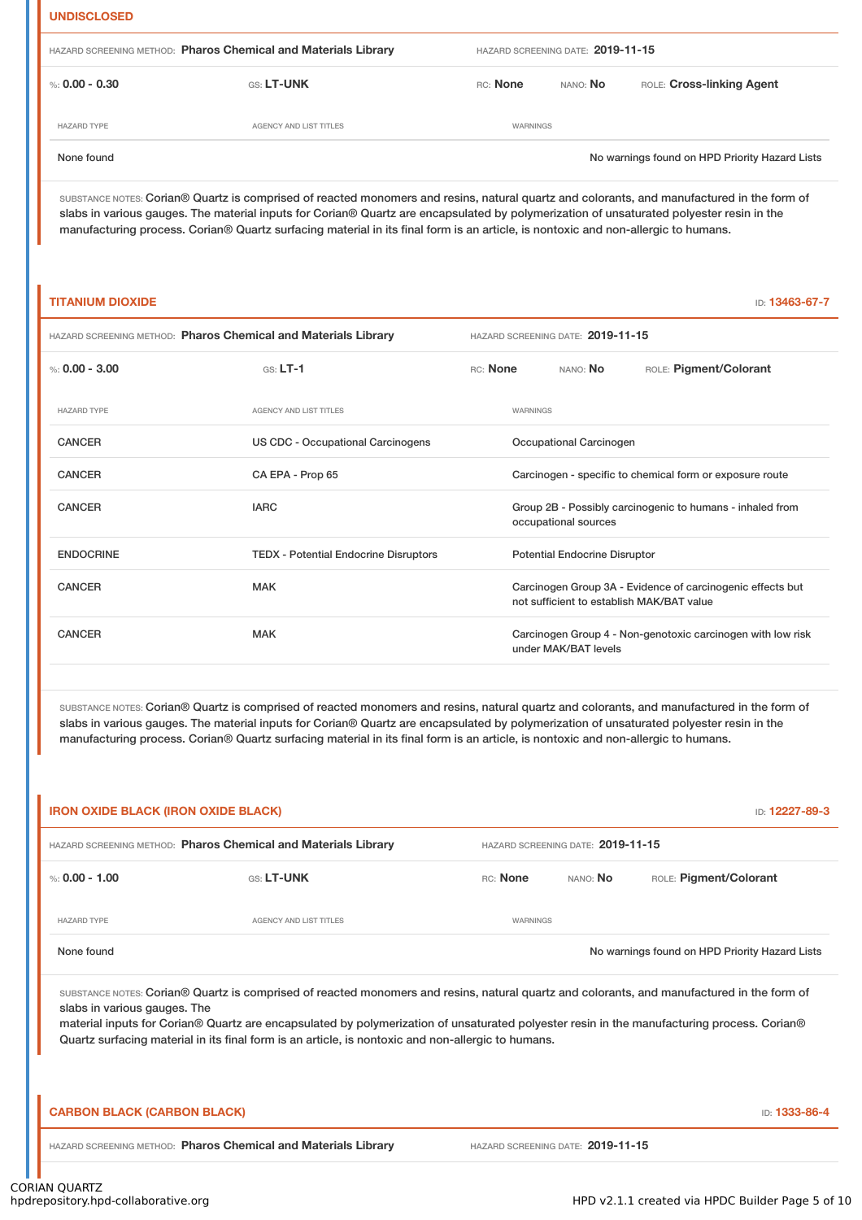## UNDISCLOSED

HAZARD SCREENING METHOD: **Pharos Chemical and Materials Library** HAZARD SCREENING DATE: **2019-11-15**

%: **0.00 - 0.30** GS: **LT-UNK** RC: **None** NANO: **No** ROLE: **Cross-linking Agent**

| HAZARD TYPE | AGENCY AND LIST TITLES | WARNINGS |
|---|---|---|
| None found | | No warnings found on HPD Priority Hazard Lists |

SUBSTANCE NOTES: Corian® Quartz is comprised of reacted monomers and resins, natural quartz and colorants, and manufactured in the form of slabs in various gauges. The material inputs for Corian® Quartz are encapsulated by polymerization of unsaturated polyester resin in the manufacturing process. Corian® Quartz surfacing material in its final form is an article, is nontoxic and non-allergic to humans.

## TITANIUM DIOXIDE

ID: **13463-67-7**

HAZARD SCREENING METHOD: **Pharos Chemical and Materials Library** HAZARD SCREENING DATE: **2019-11-15**

%: **0.00 - 3.00** GS: **LT-1** RC: **None** NANO: **No** ROLE: **Pigment/Colorant**

| HAZARD TYPE | AGENCY AND LIST TITLES | WARNINGS |
|---|---|---|
| CANCER | US CDC - Occupational Carcinogens | Occupational Carcinogen |
| CANCER | CA EPA - Prop 65 | Carcinogen - specific to chemical form or exposure route |
| CANCER | IARC | Group 2B - Possibly carcinogenic to humans - inhaled from occupational sources |
| ENDOCRINE | TEDX - Potential Endocrine Disruptors | Potential Endocrine Disruptor |
| CANCER | MAK | Carcinogen Group 3A - Evidence of carcinogenic effects but not sufficient to establish MAK/BAT value |
| CANCER | MAK | Carcinogen Group 4 - Non-genotoxic carcinogen with low risk under MAK/BAT levels |

SUBSTANCE NOTES: Corian® Quartz is comprised of reacted monomers and resins, natural quartz and colorants, and manufactured in the form of slabs in various gauges. The material inputs for Corian® Quartz are encapsulated by polymerization of unsaturated polyester resin in the manufacturing process. Corian® Quartz surfacing material in its final form is an article, is nontoxic and non-allergic to humans.

## IRON OXIDE BLACK (IRON OXIDE BLACK)

ID: **12227-89-3**

HAZARD SCREENING METHOD: **Pharos Chemical and Materials Library** HAZARD SCREENING DATE: **2019-11-15**

%: **0.00 - 1.00** GS: **LT-UNK** RC: **None** NANO: **No** ROLE: **Pigment/Colorant**

| HAZARD TYPE | AGENCY AND LIST TITLES | WARNINGS |
|---|---|---|
| None found | | No warnings found on HPD Priority Hazard Lists |

SUBSTANCE NOTES: Corian® Quartz is comprised of reacted monomers and resins, natural quartz and colorants, and manufactured in the form of slabs in various gauges. The
material inputs for Corian® Quartz are encapsulated by polymerization of unsaturated polyester resin in the manufacturing process. Corian® Quartz surfacing material in its final form is an article, is nontoxic and non-allergic to humans.

## CARBON BLACK (CARBON BLACK)

ID: **1333-86-4**

HAZARD SCREENING METHOD: **Pharos Chemical and Materials Library** HAZARD SCREENING DATE: **2019-11-15**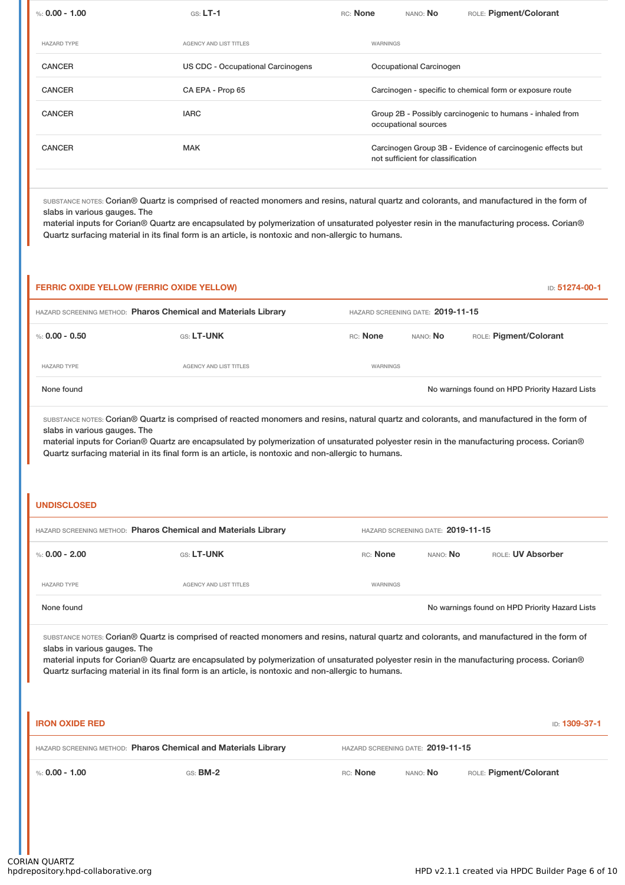%: **0.00 - 1.00** | GS: **LT-1** | RC: **None** | NANO: **No** | ROLE: **Pigment/Colorant**

| HAZARD TYPE | AGENCY AND LIST TITLES | WARNINGS |
|---|---|---|
| CANCER | US CDC - Occupational Carcinogens | Occupational Carcinogen |
| CANCER | CA EPA - Prop 65 | Carcinogen - specific to chemical form or exposure route |
| CANCER | IARC | Group 2B - Possibly carcinogenic to humans - inhaled from occupational sources |
| CANCER | MAK | Carcinogen Group 3B - Evidence of carcinogenic effects but not sufficient for classification |

SUBSTANCE NOTES: Corian® Quartz is comprised of reacted monomers and resins, natural quartz and colorants, and manufactured in the form of slabs in various gauges. The
material inputs for Corian® Quartz are encapsulated by polymerization of unsaturated polyester resin in the manufacturing process. Corian® Quartz surfacing material in its final form is an article, is nontoxic and non-allergic to humans.

## FERRIC OXIDE YELLOW (FERRIC OXIDE YELLOW)

ID: **51274-00-1**

HAZARD SCREENING METHOD: **Pharos Chemical and Materials Library** | HAZARD SCREENING DATE: **2019-11-15**

%: **0.00 - 0.50** | GS: **LT-UNK** | RC: **None** | NANO: **No** | ROLE: **Pigment/Colorant**

| HAZARD TYPE | AGENCY AND LIST TITLES | WARNINGS |
|---|---|---|
| None found | | No warnings found on HPD Priority Hazard Lists |

SUBSTANCE NOTES: Corian® Quartz is comprised of reacted monomers and resins, natural quartz and colorants, and manufactured in the form of slabs in various gauges. The
material inputs for Corian® Quartz are encapsulated by polymerization of unsaturated polyester resin in the manufacturing process. Corian® Quartz surfacing material in its final form is an article, is nontoxic and non-allergic to humans.

## UNDISCLOSED

HAZARD SCREENING METHOD: **Pharos Chemical and Materials Library** | HAZARD SCREENING DATE: **2019-11-15**

%: **0.00 - 2.00** | GS: **LT-UNK** | RC: **None** | NANO: **No** | ROLE: **UV Absorber**

| HAZARD TYPE | AGENCY AND LIST TITLES | WARNINGS |
|---|---|---|
| None found | | No warnings found on HPD Priority Hazard Lists |

SUBSTANCE NOTES: Corian® Quartz is comprised of reacted monomers and resins, natural quartz and colorants, and manufactured in the form of slabs in various gauges. The
material inputs for Corian® Quartz are encapsulated by polymerization of unsaturated polyester resin in the manufacturing process. Corian® Quartz surfacing material in its final form is an article, is nontoxic and non-allergic to humans.

## IRON OXIDE RED

ID: **1309-37-1**

HAZARD SCREENING METHOD: **Pharos Chemical and Materials Library** | HAZARD SCREENING DATE: **2019-11-15**

%: **0.00 - 1.00** | GS: **BM-2** | RC: **None** | NANO: **No** | ROLE: **Pigment/Colorant**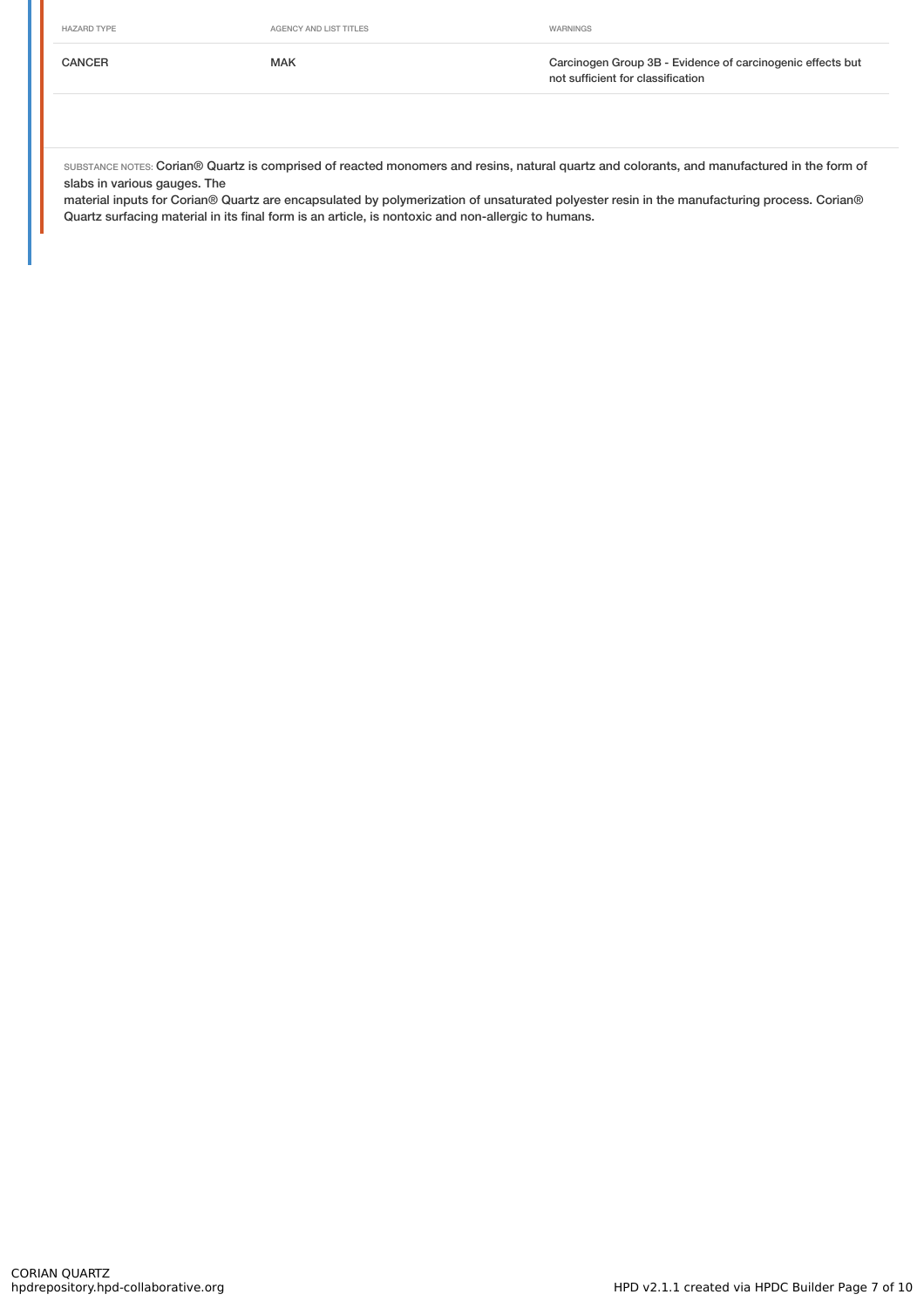| HAZARD TYPE | AGENCY AND LIST TITLES | WARNINGS |
|---|---|---|
| CANCER | MAK | Carcinogen Group 3B - Evidence of carcinogenic effects but not sufficient for classification |

SUBSTANCE NOTES: Corian® Quartz is comprised of reacted monomers and resins, natural quartz and colorants, and manufactured in the form of slabs in various gauges. The
material inputs for Corian® Quartz are encapsulated by polymerization of unsaturated polyester resin in the manufacturing process. Corian® Quartz surfacing material in its final form is an article, is nontoxic and non-allergic to humans.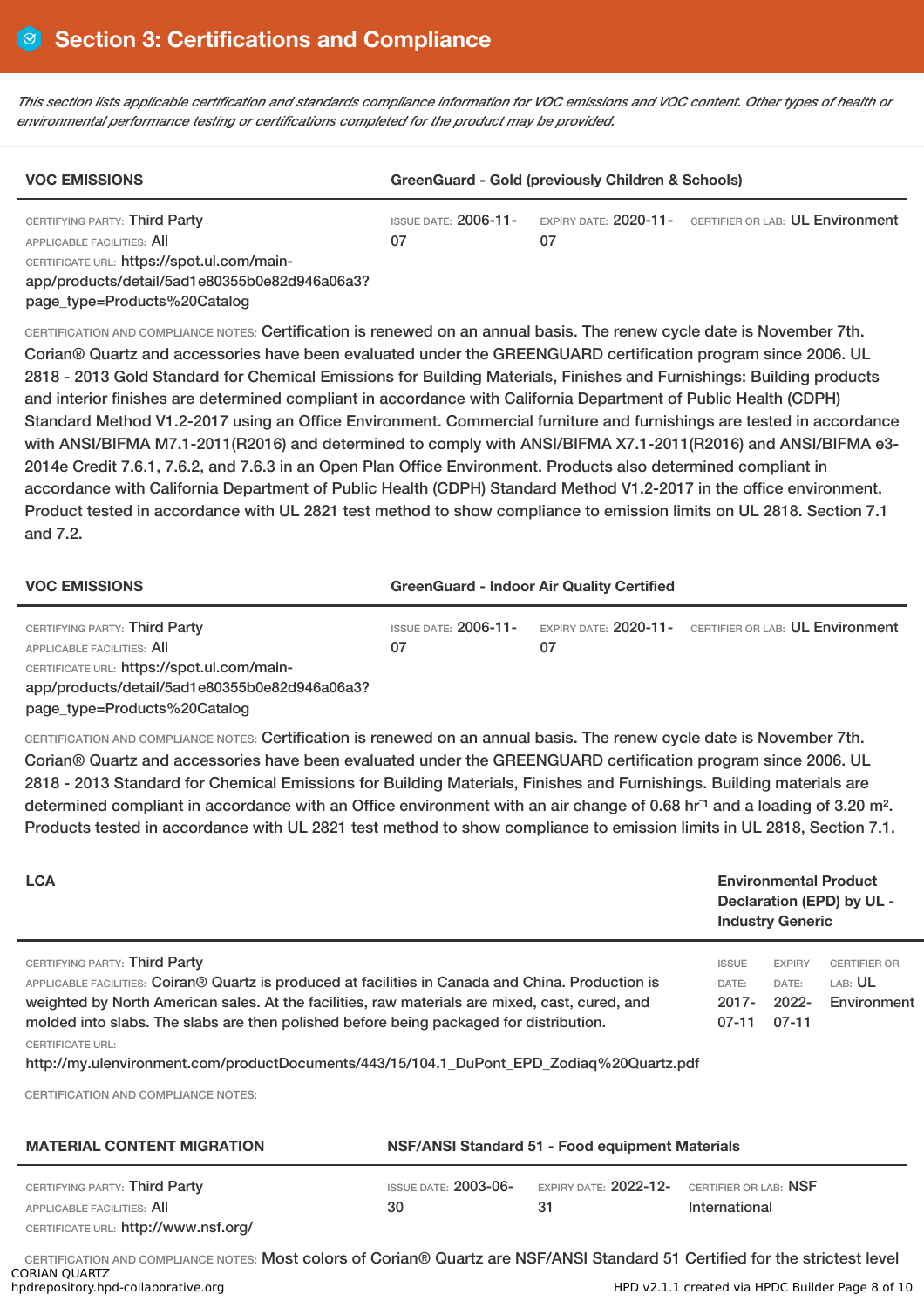# Section 3: Certifications and Compliance

*This section lists applicable certification and standards compliance information for VOC emissions and VOC content. Other types of health or environmental performance testing or certifications completed for the product may be provided.*

| VOC EMISSIONS | GreenGuard - Gold (previously Children & Schools) | | |
|---|---|---|---|
| CERTIFYING PARTY: Third Party<br>APPLICABLE FACILITIES: All<br>CERTIFICATE URL: https://spot.ul.com/main-app/products/detail/5ad1e80355b0e82d946a06a3?page_type=Products%20Catalog | ISSUE DATE: 2006-11-07 | EXPIRY DATE: 2020-11-07 | CERTIFIER OR LAB: UL Environment |

CERTIFICATION AND COMPLIANCE NOTES: Certification is renewed on an annual basis. The renew cycle date is November 7th. Corian® Quartz and accessories have been evaluated under the GREENGUARD certification program since 2006. UL 2818 - 2013 Gold Standard for Chemical Emissions for Building Materials, Finishes and Furnishings: Building products and interior finishes are determined compliant in accordance with California Department of Public Health (CDPH) Standard Method V1.2-2017 using an Office Environment. Commercial furniture and furnishings are tested in accordance with ANSI/BIFMA M7.1-2011(R2016) and determined to comply with ANSI/BIFMA X7.1-2011(R2016) and ANSI/BIFMA e3-2014e Credit 7.6.1, 7.6.2, and 7.6.3 in an Open Plan Office Environment. Products also determined compliant in accordance with California Department of Public Health (CDPH) Standard Method V1.2-2017 in the office environment. Product tested in accordance with UL 2821 test method to show compliance to emission limits on UL 2818. Section 7.1 and 7.2.

| VOC EMISSIONS | GreenGuard - Indoor Air Quality Certified | | |
|---|---|---|---|
| CERTIFYING PARTY: Third Party<br>APPLICABLE FACILITIES: All<br>CERTIFICATE URL: https://spot.ul.com/main-app/products/detail/5ad1e80355b0e82d946a06a3?page_type=Products%20Catalog | ISSUE DATE: 2006-11-07 | EXPIRY DATE: 2020-11-07 | CERTIFIER OR LAB: UL Environment |

CERTIFICATION AND COMPLIANCE NOTES: Certification is renewed on an annual basis. The renew cycle date is November 7th. Corian® Quartz and accessories have been evaluated under the GREENGUARD certification program since 2006. UL 2818 - 2013 Standard for Chemical Emissions for Building Materials, Finishes and Furnishings. Building materials are determined compliant in accordance with an Office environment with an air change of 0.68 $hr^{-1}$ and a loading of 3.20 $m^2$. Products tested in accordance with UL 2821 test method to show compliance to emission limits in UL 2818, Section 7.1.

| LCA | Environmental Product Declaration (EPD) by UL - Industry Generic | | |
|---|---|---|---|
| CERTIFYING PARTY: Third Party<br>APPLICABLE FACILITIES: Coiran® Quartz is produced at facilities in Canada and China. Production is weighted by North American sales. At the facilities, raw materials are mixed, cast, cured, and molded into slabs. The slabs are then polished before being packaged for distribution.<br>CERTIFICATE URL: http://my.ulenvironment.com/productDocuments/443/15/104.1_DuPont_EPD_Zodiaq%20Quartz.pdf | ISSUE DATE: 2017-07-11 | EXPIRY DATE: 2022-07-11 | CERTIFIER OR LAB: UL Environment |

CERTIFICATION AND COMPLIANCE NOTES:

| MATERIAL CONTENT MIGRATION | NSF/ANSI Standard 51 - Food equipment Materials | | |
|---|---|---|---|
| CERTIFYING PARTY: Third Party<br>APPLICABLE FACILITIES: All<br>CERTIFICATE URL: http://www.nsf.org/ | ISSUE DATE: 2003-06-30 | EXPIRY DATE: 2022-12-31 | CERTIFIER OR LAB: NSF International |

CERTIFICATION AND COMPLIANCE NOTES: Most colors of Corian® Quartz are NSF/ANSI Standard 51 Certified for the strictest level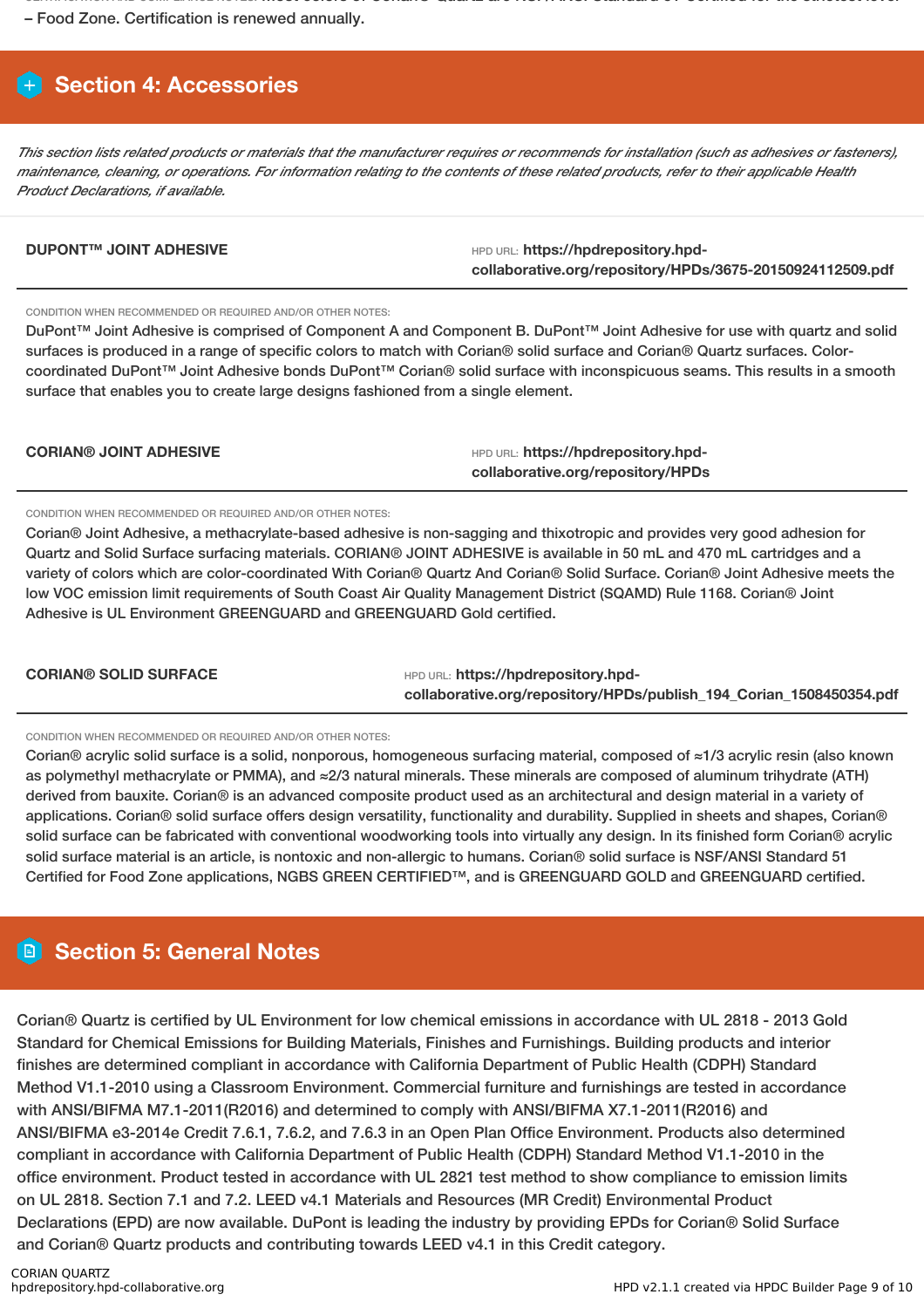– Food Zone. Certification is renewed annually.

## Section 4: Accessories

*This section lists related products or materials that the manufacturer requires or recommends for installation (such as adhesives or fasteners), maintenance, cleaning, or operations. For information relating to the contents of these related products, refer to their applicable Health Product Declarations, if available.*

**DUPONT™ JOINT ADHESIVE**

HPD URL: **https://hpdrepository.hpd-collaborative.org/repository/HPDs/3675-20150924112509.pdf**

CONDITION WHEN RECOMMENDED OR REQUIRED AND/OR OTHER NOTES:

DuPont™ Joint Adhesive is comprised of Component A and Component B. DuPont™ Joint Adhesive for use with quartz and solid surfaces is produced in a range of specific colors to match with Corian® solid surface and Corian® Quartz surfaces. Color-coordinated DuPont™ Joint Adhesive bonds DuPont™ Corian® solid surface with inconspicuous seams. This results in a smooth surface that enables you to create large designs fashioned from a single element.

**CORIAN® JOINT ADHESIVE**

HPD URL: **https://hpdrepository.hpd-collaborative.org/repository/HPDs**

CONDITION WHEN RECOMMENDED OR REQUIRED AND/OR OTHER NOTES:

Corian® Joint Adhesive, a methacrylate-based adhesive is non-sagging and thixotropic and provides very good adhesion for Quartz and Solid Surface surfacing materials. CORIAN® JOINT ADHESIVE is available in 50 mL and 470 mL cartridges and a variety of colors which are color-coordinated With Corian® Quartz And Corian® Solid Surface. Corian® Joint Adhesive meets the low VOC emission limit requirements of South Coast Air Quality Management District (SQAMD) Rule 1168. Corian® Joint Adhesive is UL Environment GREENGUARD and GREENGUARD Gold certified.

**CORIAN® SOLID SURFACE**

HPD URL: **https://hpdrepository.hpd-collaborative.org/repository/HPDs/publish_194_Corian_1508450354.pdf**

CONDITION WHEN RECOMMENDED OR REQUIRED AND/OR OTHER NOTES:

Corian® acrylic solid surface is a solid, nonporous, homogeneous surfacing material, composed of ≈1/3 acrylic resin (also known as polymethyl methacrylate or PMMA), and ≈2/3 natural minerals. These minerals are composed of aluminum trihydrate (ATH) derived from bauxite. Corian® is an advanced composite product used as an architectural and design material in a variety of applications. Corian® solid surface offers design versatility, functionality and durability. Supplied in sheets and shapes, Corian® solid surface can be fabricated with conventional woodworking tools into virtually any design. In its finished form Corian® acrylic solid surface material is an article, is nontoxic and non-allergic to humans. Corian® solid surface is NSF/ANSI Standard 51 Certified for Food Zone applications, NGBS GREEN CERTIFIED™, and is GREENGUARD GOLD and GREENGUARD certified.

## Section 5: General Notes

Corian® Quartz is certified by UL Environment for low chemical emissions in accordance with UL 2818 - 2013 Gold Standard for Chemical Emissions for Building Materials, Finishes and Furnishings. Building products and interior finishes are determined compliant in accordance with California Department of Public Health (CDPH) Standard Method V1.1-2010 using a Classroom Environment. Commercial furniture and furnishings are tested in accordance with ANSI/BIFMA M7.1-2011(R2016) and determined to comply with ANSI/BIFMA X7.1-2011(R2016) and ANSI/BIFMA e3-2014e Credit 7.6.1, 7.6.2, and 7.6.3 in an Open Plan Office Environment. Products also determined compliant in accordance with California Department of Public Health (CDPH) Standard Method V1.1-2010 in the office environment. Product tested in accordance with UL 2821 test method to show compliance to emission limits on UL 2818. Section 7.1 and 7.2. LEED v4.1 Materials and Resources (MR Credit) Environmental Product Declarations (EPD) are now available. DuPont is leading the industry by providing EPDs for Corian® Solid Surface and Corian® Quartz products and contributing towards LEED v4.1 in this Credit category.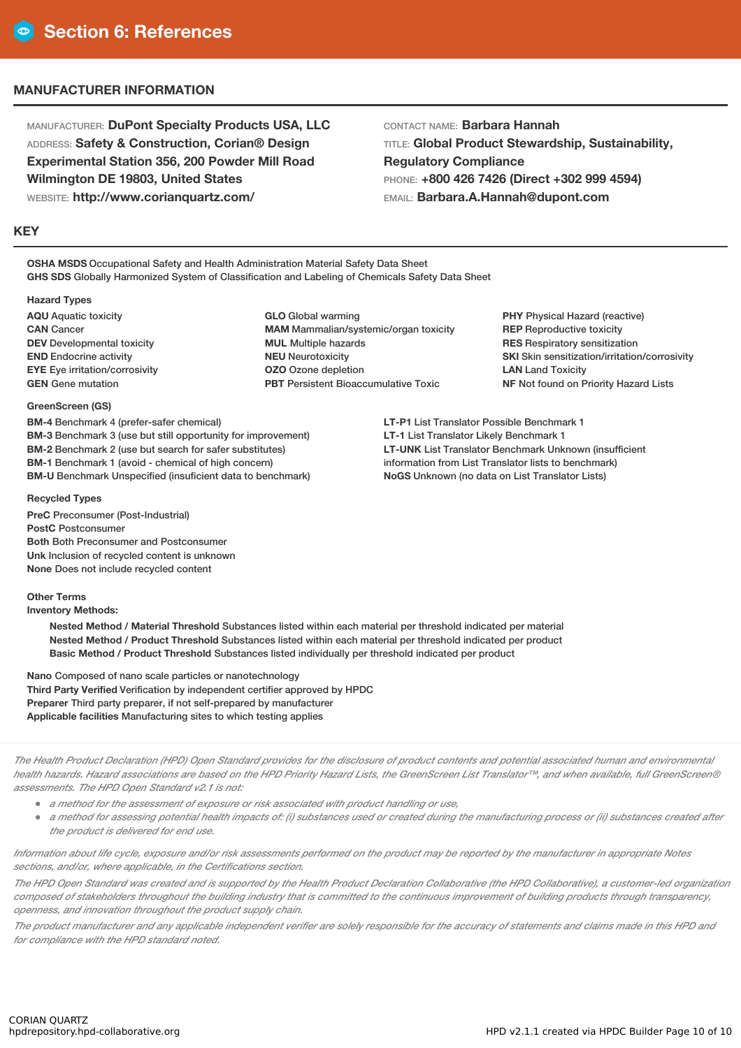# Section 6: References

## MANUFACTURER INFORMATION

MANUFACTURER: **DuPont Specialty Products USA, LLC**
ADDRESS: **Safety & Construction, Corian® Design Experimental Station 356, 200 Powder Mill Road Wilmington DE 19803, United States**
WEBSITE: **http://www.corianquartz.com/**

CONTACT NAME: **Barbara Hannah**
TITLE: **Global Product Stewardship, Sustainability, Regulatory Compliance**
PHONE: **+800 426 7426 (Direct +302 999 4594)**
EMAIL: **Barbara.A.Hannah@dupont.com**

## KEY

**OSHA MSDS** Occupational Safety and Health Administration Material Safety Data Sheet
**GHS SDS** Globally Harmonized System of Classification and Labeling of Chemicals Safety Data Sheet

**Hazard Types**

**AQU** Aquatic toxicity
**CAN** Cancer
**DEV** Developmental toxicity
**END** Endocrine activity
**EYE** Eye irritation/corrosivity
**GEN** Gene mutation
**GLO** Global warming
**MAM** Mammalian/systemic/organ toxicity
**MUL** Multiple hazards
**NEU** Neurotoxicity
**OZO** Ozone depletion
**PBT** Persistent Bioaccumulative Toxic
**PHY** Physical Hazard (reactive)
**REP** Reproductive toxicity
**RES** Respiratory sensitization
**SKI** Skin sensitization/irritation/corrosivity
**LAN** Land Toxicity
**NF** Not found on Priority Hazard Lists

**GreenScreen (GS)**

**BM-4** Benchmark 4 (prefer-safer chemical)
**BM-3** Benchmark 3 (use but still opportunity for improvement)
**BM-2** Benchmark 2 (use but search for safer substitutes)
**BM-1** Benchmark 1 (avoid - chemical of high concern)
**BM-U** Benchmark Unspecified (insuficient data to benchmark)
**LT-P1** List Translator Possible Benchmark 1
**LT-1** List Translator Likely Benchmark 1
**LT-UNK** List Translator Benchmark Unknown (insufficient information from List Translator lists to benchmark)
**NoGS** Unknown (no data on List Translator Lists)

**Recycled Types**

**PreC** Preconsumer (Post-Industrial)
**PostC** Postconsumer
**Both** Both Preconsumer and Postconsumer
**Unk** Inclusion of recycled content is unknown
**None** Does not include recycled content

**Other Terms**
**Inventory Methods:**

- **Nested Method / Material Threshold** Substances listed within each material per threshold indicated per material
- **Nested Method / Product Threshold** Substances listed within each material per threshold indicated per product
- **Basic Method / Product Threshold** Substances listed individually per threshold indicated per product

**Nano** Composed of nano scale particles or nanotechnology
**Third Party Verified** Verification by independent certifier approved by HPDC
**Preparer** Third party preparer, if not self-prepared by manufacturer
**Applicable facilities** Manufacturing sites to which testing applies

*The Health Product Declaration (HPD) Open Standard provides for the disclosure of product contents and potential associated human and environmental health hazards. Hazard associations are based on the HPD Priority Hazard Lists, the GreenScreen List Translator™, and when available, full GreenScreen® assessments. The HPD Open Standard v2.1 is not:*

- *a method for the assessment of exposure or risk associated with product handling or use,*
- *a method for assessing potential health impacts of: (i) substances used or created during the manufacturing process or (ii) substances created after the product is delivered for end use.*

*Information about life cycle, exposure and/or risk assessments performed on the product may be reported by the manufacturer in appropriate Notes sections, and/or, where applicable, in the Certifications section.*

*The HPD Open Standard was created and is supported by the Health Product Declaration Collaborative (the HPD Collaborative), a customer-led organization composed of stakeholders throughout the building industry that is committed to the continuous improvement of building products through transparency, openness, and innovation throughout the product supply chain.*

*The product manufacturer and any applicable independent verifier are solely responsible for the accuracy of statements and claims made in this HPD and for compliance with the HPD standard noted.*